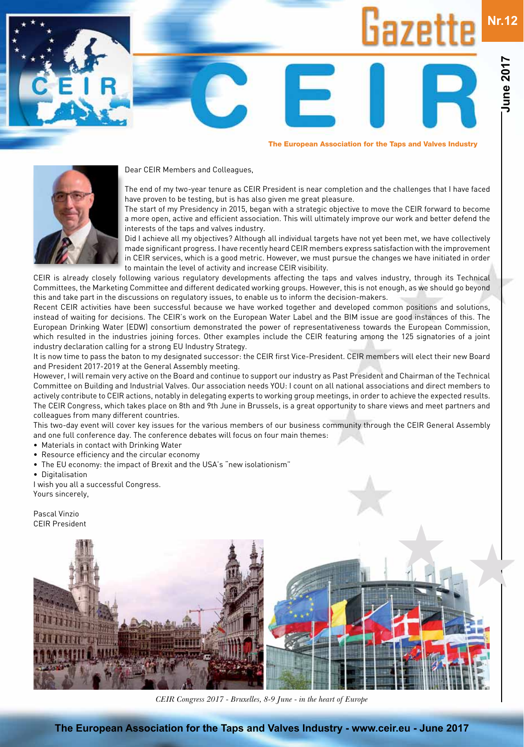# CEIR Gazette Nr.12 – June 2017

**The European Association for the Taps and Valves Industry**

Dear CEIR Members and Colleagues,

The end of my two-year tenure as CEIR President is near completion and the challenges that I have faced have proven to be testing, but is has also given me great pleasure.

The start of my Presidency in 2015, began with a strategic objective to move the CEIR forward to become a more open, active and efficient association. This will ultimately improve our work and better defend the interests of the taps and valves industry.

Did I achieve all my objectives? Although all individual targets have not yet been met, we have collectively made significant progress. I have recently heard CEIR members express satisfaction with the improvement in CEIR services, which is a good metric. However, we must pursue the changes we have initiated in order to maintain the level of activity and increase CEIR visibility.

CEIR is already closely following various regulatory developments affecting the taps and valves industry, through its Technical Committees, the Marketing Committee and different dedicated working groups. However, this is not enough, as we should go beyond this and take part in the discussions on regulatory issues, to enable us to inform the decision-makers.

Recent CEIR activities have been successful because we have worked together and developed common positions and solutions, instead of waiting for decisions. The CEIR's work on the European Water Label and the BIM issue are good instances of this. The European Drinking Water (EDW) consortium demonstrated the power of representativeness towards the European Commission, which resulted in the industries joining forces. Other examples include the CEIR featuring among the 125 signatories of a joint industry declaration calling for a strong EU Industry Strategy.

It is now time to pass the baton to my designated successor: the CEIR first Vice-President. CEIR members will elect their new Board and President 2017-2019 at the General Assembly meeting.

However, I will remain very active on the Board and continue to support our industry as Past President and Chairman of the Technical Committee on Building and Industrial Valves. Our association needs YOU: I count on all national associations and direct members to actively contribute to CEIR actions, notably in delegating experts to working group meetings, in order to achieve the expected results.

The CEIR Congress, which takes place on 8th and 9th June in Brussels, is a great opportunity to share views and meet partners and colleagues from many different countries.

This two-day event will cover key issues for the various members of our business community through the CEIR General Assembly and one full conference day. The conference debates will focus on four main themes:

- Materials in contact with Drinking Water
- Resource efficiency and the circular economy
- The EU economy: the impact of Brexit and the USA's "new isolationism"
- Digitalisation

I wish you all a successful Congress.
Yours sincerely,

Pascal Vinzio
CEIR President

*CEIR Congress 2017 - Bruxelles, 8-9 June - in the heart of Europe*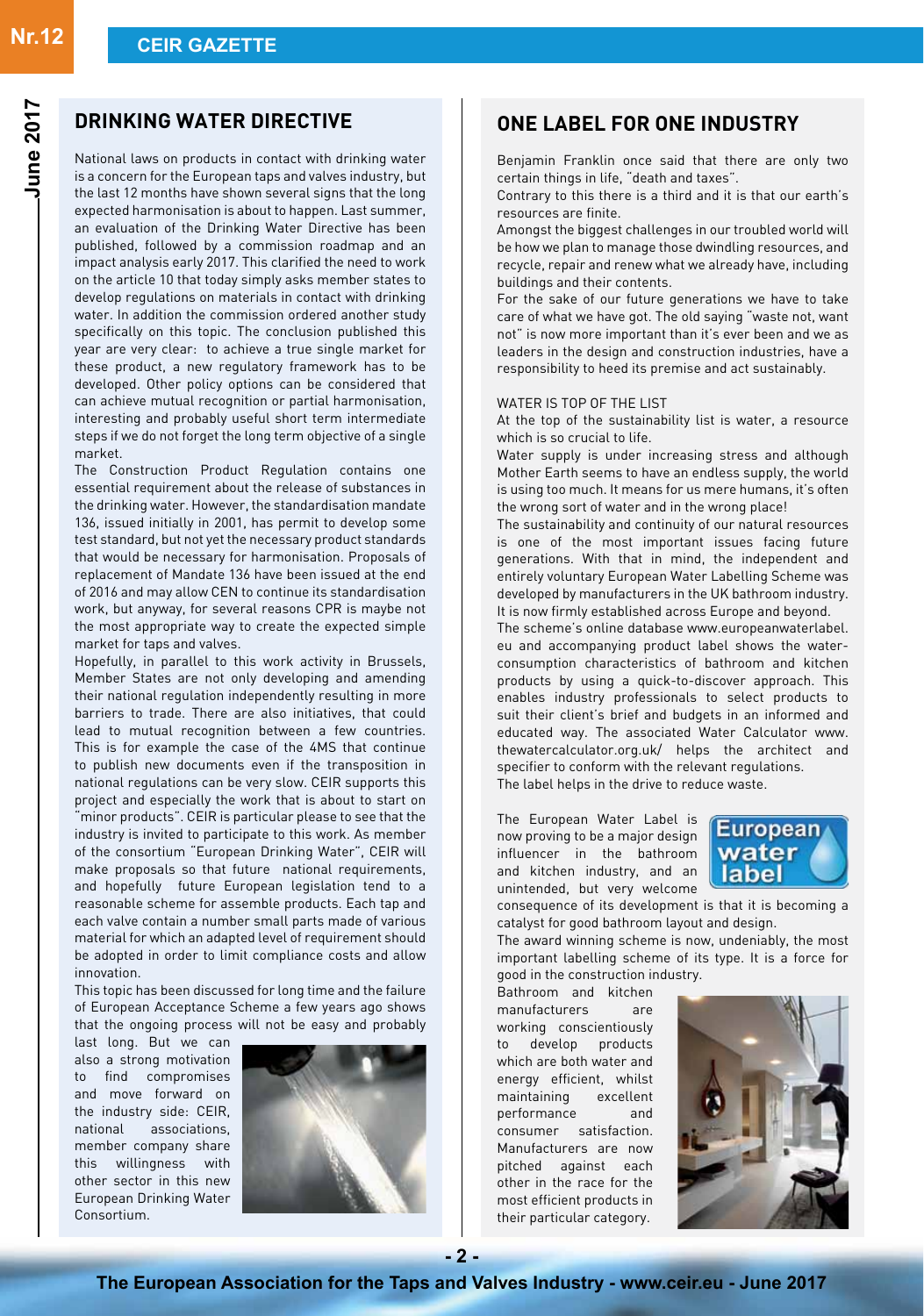## DRINKING WATER DIRECTIVE

National laws on products in contact with drinking water is a concern for the European taps and valves industry, but the last 12 months have shown several signs that the long expected harmonisation is about to happen. Last summer, an evaluation of the Drinking Water Directive has been published, followed by a commission roadmap and an impact analysis early 2017. This clarified the need to work on the article 10 that today simply asks member states to develop regulations on materials in contact with drinking water. In addition the commission ordered another study specifically on this topic. The conclusion published this year are very clear: to achieve a true single market for these product, a new regulatory framework has to be developed. Other policy options can be considered that can achieve mutual recognition or partial harmonisation, interesting and probably useful short term intermediate steps if we do not forget the long term objective of a single market.

The Construction Product Regulation contains one essential requirement about the release of substances in the drinking water. However, the standardisation mandate 136, issued initially in 2001, has permit to develop some test standard, but not yet the necessary product standards that would be necessary for harmonisation. Proposals of replacement of Mandate 136 have been issued at the end of 2016 and may allow CEN to continue its standardisation work, but anyway, for several reasons CPR is maybe not the most appropriate way to create the expected simple market for taps and valves.

Hopefully, in parallel to this work activity in Brussels, Member States are not only developing and amending their national regulation independently resulting in more barriers to trade. There are also initiatives, that could lead to mutual recognition between a few countries. This is for example the case of the 4MS that continue to publish new documents even if the transposition in national regulations can be very slow. CEIR supports this project and especially the work that is about to start on "minor products". CEIR is particular please to see that the industry is invited to participate to this work. As member of the consortium "European Drinking Water", CEIR will make proposals so that future national requirements, and hopefully future European legislation tend to a reasonable scheme for assemble products. Each tap and each valve contain a number small parts made of various material for which an adapted level of requirement should be adopted in order to limit compliance costs and allow innovation.

This topic has been discussed for long time and the failure of European Acceptance Scheme a few years ago shows that the ongoing process will not be easy and probably last long. But we can also a strong motivation to find compromises and move forward on the industry side: CEIR, national associations, member company share this willingness with other sector in this new European Drinking Water Consortium.

## ONE LABEL FOR ONE INDUSTRY

Benjamin Franklin once said that there are only two certain things in life, "death and taxes".

Contrary to this there is a third and it is that our earth's resources are finite.

Amongst the biggest challenges in our troubled world will be how we plan to manage those dwindling resources, and recycle, repair and renew what we already have, including buildings and their contents.

For the sake of our future generations we have to take care of what we have got. The old saying "waste not, want not" is now more important than it's ever been and we as leaders in the design and construction industries, have a responsibility to heed its premise and act sustainably.

WATER IS TOP OF THE LIST

At the top of the sustainability list is water, a resource which is so crucial to life.

Water supply is under increasing stress and although Mother Earth seems to have an endless supply, the world is using too much. It means for us mere humans, it's often the wrong sort of water and in the wrong place!

The sustainability and continuity of our natural resources is one of the most important issues facing future generations. With that in mind, the independent and entirely voluntary European Water Labelling Scheme was developed by manufacturers in the UK bathroom industry. It is now firmly established across Europe and beyond.

The scheme's online database www.europeanwaterlabel.eu and accompanying product label shows the water-consumption characteristics of bathroom and kitchen products by using a quick-to-discover approach. This enables industry professionals to select products to suit their client's brief and budgets in an informed and educated way. The associated Water Calculator www.thewatercalculator.org.uk/ helps the architect and specifier to conform with the relevant regulations.

The label helps in the drive to reduce waste.

The European Water Label is now proving to be a major design influencer in the bathroom and kitchen industry, and an unintended, but very welcome consequence of its development is that it is becoming a catalyst for good bathroom layout and design.

The award winning scheme is now, undeniably, the most important labelling scheme of its type. It is a force for good in the construction industry.

Bathroom and kitchen manufacturers are working conscientiously to develop products which are both water and energy efficient, whilst maintaining excellent performance and consumer satisfaction. Manufacturers are now pitched against each other in the race for the most efficient products in their particular category.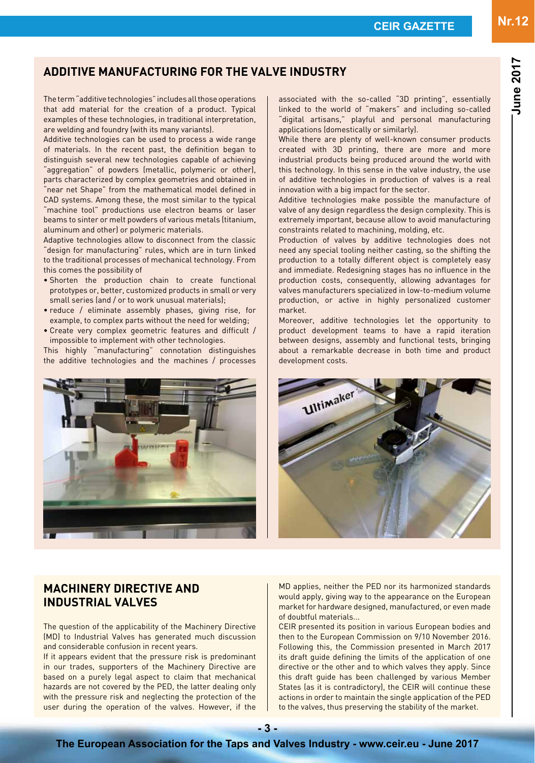## ADDITIVE MANUFACTURING FOR THE VALVE INDUSTRY

The term "additive technologies" includes all those operations that add material for the creation of a product. Typical examples of these technologies, in traditional interpretation, are welding and foundry (with its many variants).

Additive technologies can be used to process a wide range of materials. In the recent past, the definition began to distinguish several new technologies capable of achieving "aggregation" of powders (metallic, polymeric or other), parts characterized by complex geometries and obtained in "near net Shape" from the mathematical model defined in CAD systems. Among these, the most similar to the typical "machine tool" productions use electron beams or laser beams to sinter or melt powders of various metals (titanium, aluminum and other) or polymeric materials.

Adaptive technologies allow to disconnect from the classic "design for manufacturing" rules, which are in turn linked to the traditional processes of mechanical technology. From this comes the possibility of

- Shorten the production chain to create functional prototypes or, better, customized products in small or very small series (and / or to work unusual materials);
- reduce / eliminate assembly phases, giving rise, for example, to complex parts without the need for welding;
- Create very complex geometric features and difficult / impossible to implement with other technologies.

This highly "manufacturing" connotation distinguishes the additive technologies and the machines / processes associated with the so-called "3D printing", essentially linked to the world of "makers" and including so-called "digital artisans," playful and personal manufacturing applications (domestically or similarly).

While there are plenty of well-known consumer products created with 3D printing, there are more and more industrial products being produced around the world with this technology. In this sense in the valve industry, the use of additive technologies in production of valves is a real innovation with a big impact for the sector.

Additive technologies make possible the manufacture of valve of any design regardless the design complexity. This is extremely important, because allow to avoid manufacturing constraints related to machining, molding, etc.

Production of valves by additive technologies does not need any special tooling neither casting, so the shifting the production to a totally different object is completely easy and immediate. Redesigning stages has no influence in the production costs, consequently, allowing advantages for valves manufacturers specialized in low-to-medium volume production, or active in highly personalized customer market.

Moreover, additive technologies let the opportunity to product development teams to have a rapid iteration between designs, assembly and functional tests, bringing about a remarkable decrease in both time and product development costs.

## MACHINERY DIRECTIVE AND INDUSTRIAL VALVES

The question of the applicability of the Machinery Directive (MD) to Industrial Valves has generated much discussion and considerable confusion in recent years.

If it appears evident that the pressure risk is predominant in our trades, supporters of the Machinery Directive are based on a purely legal aspect to claim that mechanical hazards are not covered by the PED, the latter dealing only with the pressure risk and neglecting the protection of the user during the operation of the valves. However, if the MD applies, neither the PED nor its harmonized standards would apply, giving way to the appearance on the European market for hardware designed, manufactured, or even made of doubtful materials...

CEIR presented its position in various European bodies and then to the European Commission on 9/10 November 2016. Following this, the Commission presented in March 2017 its draft guide defining the limits of the application of one directive or the other and to which valves they apply. Since this draft guide has been challenged by various Member States (as it is contradictory), the CEIR will continue these actions in order to maintain the single application of the PED to the valves, thus preserving the stability of the market.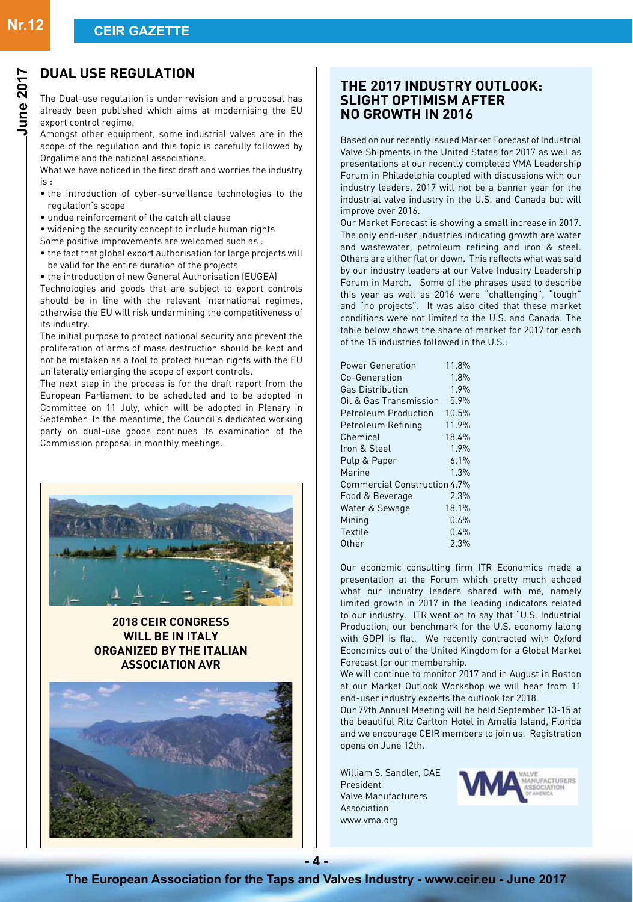## DUAL USE REGULATION

The Dual-use regulation is under revision and a proposal has already been published which aims at modernising the EU export control regime.

Amongst other equipment, some industrial valves are in the scope of the regulation and this topic is carefully followed by Orgalime and the national associations.

What we have noticed in the first draft and worries the industry is :

- the introduction of cyber-surveillance technologies to the regulation's scope
- undue reinforcement of the catch all clause
- widening the security concept to include human rights

Some positive improvements are welcomed such as :

- the fact that global export authorisation for large projects will be valid for the entire duration of the projects
- the introduction of new General Authorisation (EUGEA)

Technologies and goods that are subject to export controls should be in line with the relevant international regimes, otherwise the EU will risk undermining the competitiveness of its industry.

The initial purpose to protect national security and prevent the proliferation of arms of mass destruction should be kept and not be mistaken as a tool to protect human rights with the EU unilaterally enlarging the scope of export controls.

The next step in the process is for the draft report from the European Parliament to be scheduled and to be adopted in Committee on 11 July, which will be adopted in Plenary in September. In the meantime, the Council's dedicated working party on dual-use goods continues its examination of the Commission proposal in monthly meetings.

**2018 CEIR CONGRESS WILL BE IN ITALY ORGANIZED BY THE ITALIAN ASSOCIATION AVR**

## THE 2017 INDUSTRY OUTLOOK: SLIGHT OPTIMISM AFTER NO GROWTH IN 2016

Based on our recently issued Market Forecast of Industrial Valve Shipments in the United States for 2017 as well as presentations at our recently completed VMA Leadership Forum in Philadelphia coupled with discussions with our industry leaders. 2017 will not be a banner year for the industrial valve industry in the U.S. and Canada but will improve over 2016.

Our Market Forecast is showing a small increase in 2017. The only end-user industries indicating growth are water and wastewater, petroleum refining and iron & steel. Others are either flat or down. This reflects what was said by our industry leaders at our Valve Industry Leadership Forum in March. Some of the phrases used to describe this year as well as 2016 were "challenging", "tough" and "no projects". It was also cited that these market conditions were not limited to the U.S. and Canada. The table below shows the share of market for 2017 for each of the 15 industries followed in the U.S.:

| Industry | Share |
|---|---|
| Power Generation | 11.8% |
| Co-Generation | 1.8% |
| Gas Distribution | 1.9% |
| Oil & Gas Transmission | 5.9% |
| Petroleum Production | 10.5% |
| Petroleum Refining | 11.9% |
| Chemical | 18.4% |
| Iron & Steel | 1.9% |
| Pulp & Paper | 6.1% |
| Marine | 1.3% |
| Commercial Construction | 4.7% |
| Food & Beverage | 2.3% |
| Water & Sewage | 18.1% |
| Mining | 0.6% |
| Textile | 0.4% |
| Other | 2.3% |

Our economic consulting firm ITR Economics made a presentation at the Forum which pretty much echoed what our industry leaders shared with me, namely limited growth in 2017 in the leading indicators related to our industry. ITR went on to say that "U.S. Industrial Production, our benchmark for the U.S. economy (along with GDP) is flat. We recently contracted with Oxford Economics out of the United Kingdom for a Global Market Forecast for our membership.

We will continue to monitor 2017 and in August in Boston at our Market Outlook Workshop we will hear from 11 end-user industry experts the outlook for 2018.

Our 79th Annual Meeting will be held September 13-15 at the beautiful Ritz Carlton Hotel in Amelia Island, Florida and we encourage CEIR members to join us. Registration opens on June 12th.

William S. Sandler, CAE
President
Valve Manufacturers Association
www.vma.org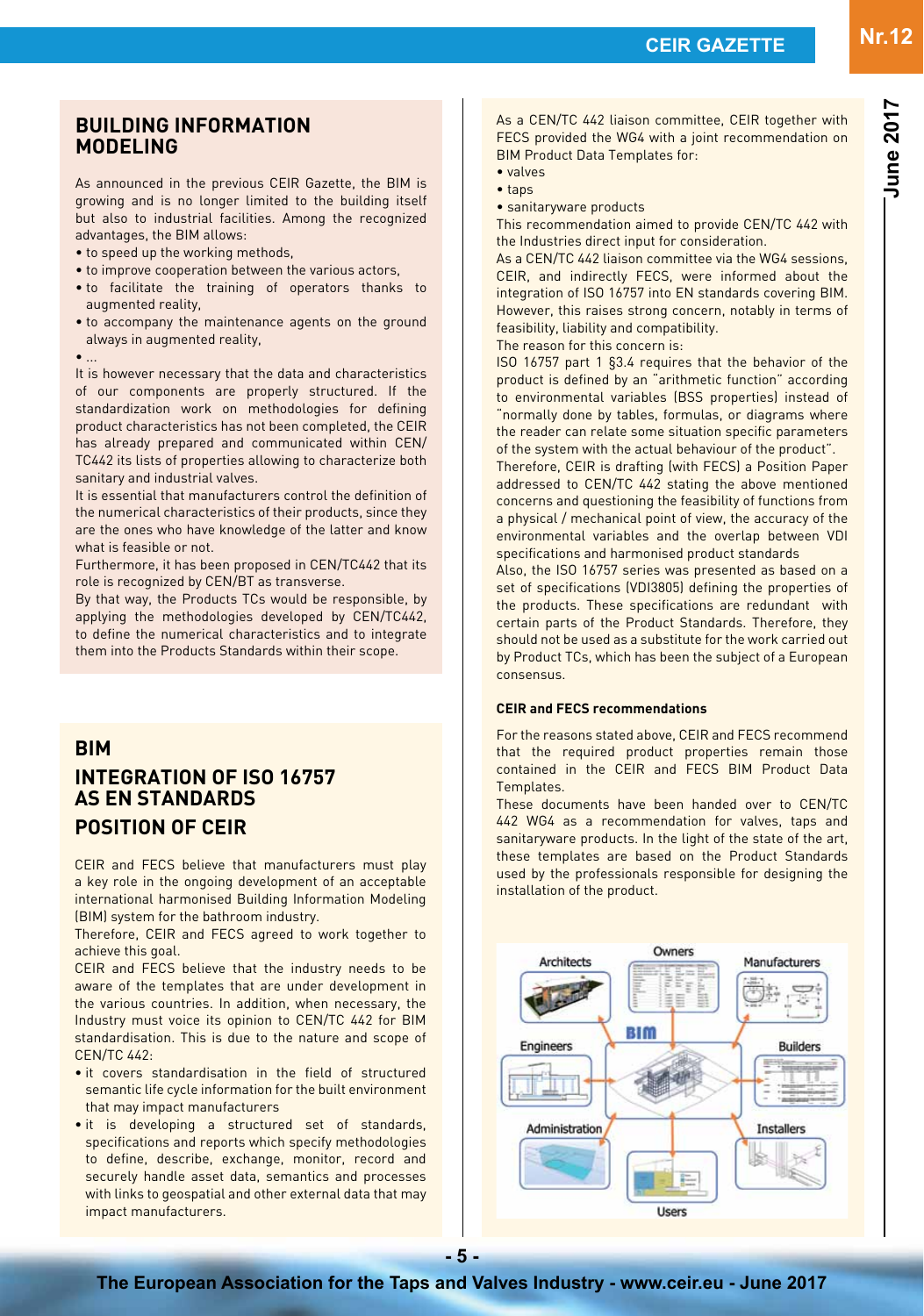## BUILDING INFORMATION MODELING

As announced in the previous CEIR Gazette, the BIM is growing and is no longer limited to the building itself but also to industrial facilities. Among the recognized advantages, the BIM allows:

- to speed up the working methods,
- to improve cooperation between the various actors,
- to facilitate the training of operators thanks to augmented reality,
- to accompany the maintenance agents on the ground always in augmented reality,
- ...

It is however necessary that the data and characteristics of our components are properly structured. If the standardization work on methodologies for defining product characteristics has not been completed, the CEIR has already prepared and communicated within CEN/TC442 its lists of properties allowing to characterize both sanitary and industrial valves.

It is essential that manufacturers control the definition of the numerical characteristics of their products, since they are the ones who have knowledge of the latter and know what is feasible or not.

Furthermore, it has been proposed in CEN/TC442 that its role is recognized by CEN/BT as transverse.

By that way, the Products TCs would be responsible, by applying the methodologies developed by CEN/TC442, to define the numerical characteristics and to integrate them into the Products Standards within their scope.

## BIM
## INTEGRATION OF ISO 16757 AS EN STANDARDS
## POSITION OF CEIR

CEIR and FECS believe that manufacturers must play a key role in the ongoing development of an acceptable international harmonised Building Information Modeling (BIM) system for the bathroom industry.

Therefore, CEIR and FECS agreed to work together to achieve this goal.

CEIR and FECS believe that the industry needs to be aware of the templates that are under development in the various countries. In addition, when necessary, the Industry must voice its opinion to CEN/TC 442 for BIM standardisation. This is due to the nature and scope of CEN/TC 442:

- it covers standardisation in the field of structured semantic life cycle information for the built environment that may impact manufacturers
- it is developing a structured set of standards, specifications and reports which specify methodologies to define, describe, exchange, monitor, record and securely handle asset data, semantics and processes with links to geospatial and other external data that may impact manufacturers.

As a CEN/TC 442 liaison committee, CEIR together with FECS provided the WG4 with a joint recommendation on BIM Product Data Templates for:

- valves
- taps
- sanitaryware products

This recommendation aimed to provide CEN/TC 442 with the Industries direct input for consideration.

As a CEN/TC 442 liaison committee via the WG4 sessions, CEIR, and indirectly FECS, were informed about the integration of ISO 16757 into EN standards covering BIM. However, this raises strong concern, notably in terms of feasibility, liability and compatibility.

The reason for this concern is:

ISO 16757 part 1 §3.4 requires that the behavior of the product is defined by an "arithmetic function" according to environmental variables (BSS properties) instead of "normally done by tables, formulas, or diagrams where the reader can relate some situation specific parameters of the system with the actual behaviour of the product".

Therefore, CEIR is drafting (with FECS) a Position Paper addressed to CEN/TC 442 stating the above mentioned concerns and questioning the feasibility of functions from a physical / mechanical point of view, the accuracy of the environmental variables and the overlap between VDI specifications and harmonised product standards

Also, the ISO 16757 series was presented as based on a set of specifications (VDI3805) defining the properties of the products. These specifications are redundant with certain parts of the Product Standards. Therefore, they should not be used as a substitute for the work carried out by Product TCs, which has been the subject of a European consensus.

**CEIR and FECS recommendations**

For the reasons stated above, CEIR and FECS recommend that the required product properties remain those contained in the CEIR and FECS BIM Product Data Templates.

These documents have been handed over to CEN/TC 442 WG4 as a recommendation for valves, taps and sanitaryware products. In the light of the state of the art, these templates are based on the Product Standards used by the professionals responsible for designing the installation of the product.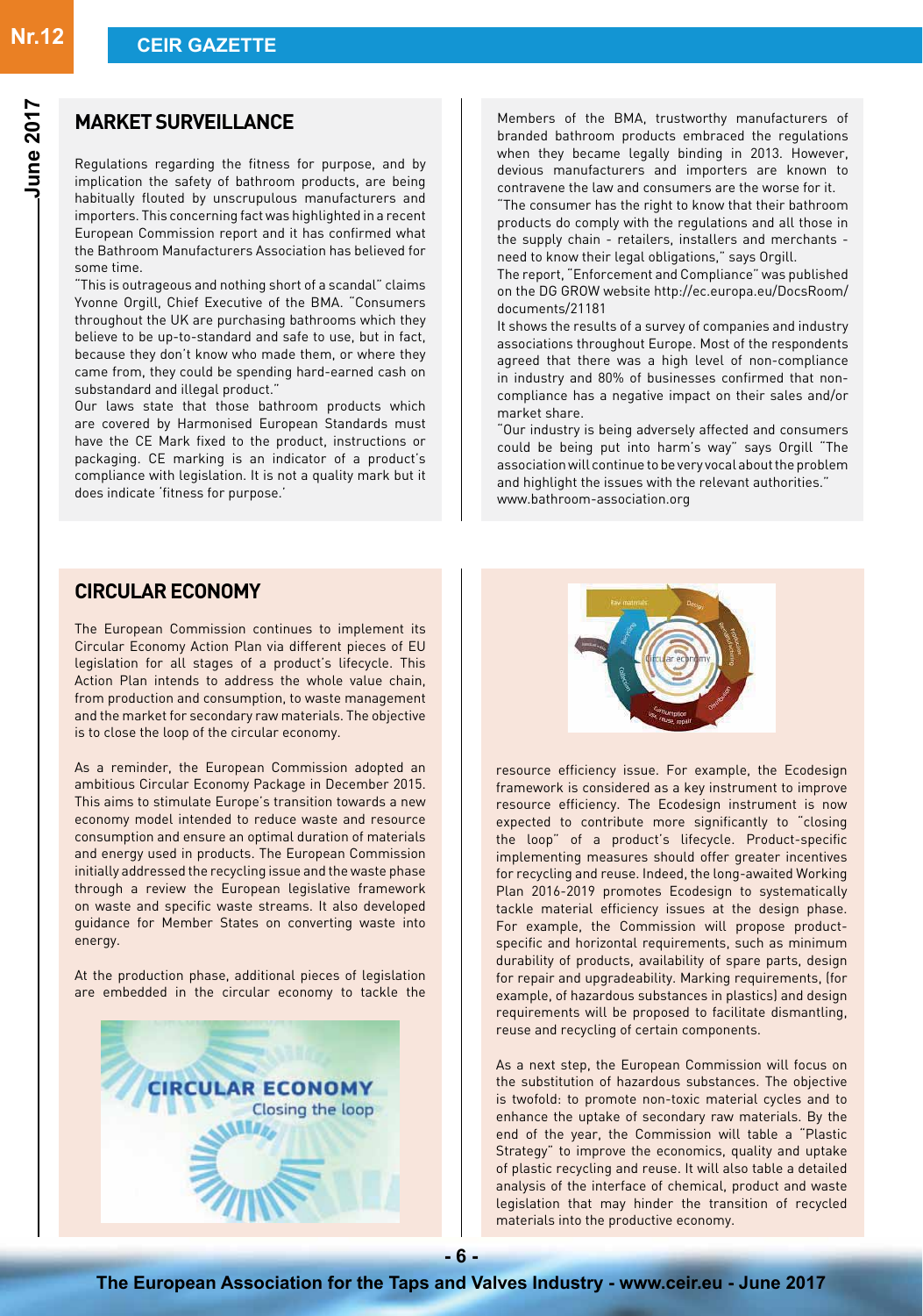## MARKET SURVEILLANCE

Regulations regarding the fitness for purpose, and by implication the safety of bathroom products, are being habitually flouted by unscrupulous manufacturers and importers. This concerning fact was highlighted in a recent European Commission report and it has confirmed what the Bathroom Manufacturers Association has believed for some time.

"This is outrageous and nothing short of a scandal" claims Yvonne Orgill, Chief Executive of the BMA. "Consumers throughout the UK are purchasing bathrooms which they believe to be up-to-standard and safe to use, but in fact, because they don't know who made them, or where they came from, they could be spending hard-earned cash on substandard and illegal product."

Our laws state that those bathroom products which are covered by Harmonised European Standards must have the CE Mark fixed to the product, instructions or packaging. CE marking is an indicator of a product's compliance with legislation. It is not a quality mark but it does indicate 'fitness for purpose.'

Members of the BMA, trustworthy manufacturers of branded bathroom products embraced the regulations when they became legally binding in 2013. However, devious manufacturers and importers are known to contravene the law and consumers are the worse for it.

"The consumer has the right to know that their bathroom products do comply with the regulations and all those in the supply chain - retailers, installers and merchants - need to know their legal obligations," says Orgill.

The report, "Enforcement and Compliance" was published on the DG GROW website http://ec.europa.eu/DocsRoom/documents/21181

It shows the results of a survey of companies and industry associations throughout Europe. Most of the respondents agreed that there was a high level of non-compliance in industry and 80% of businesses confirmed that non-compliance has a negative impact on their sales and/or market share.

"Our industry is being adversely affected and consumers could be being put into harm's way" says Orgill "The association will continue to be very vocal about the problem and highlight the issues with the relevant authorities."
www.bathroom-association.org

## CIRCULAR ECONOMY

The European Commission continues to implement its Circular Economy Action Plan via different pieces of EU legislation for all stages of a product's lifecycle. This Action Plan intends to address the whole value chain, from production and consumption, to waste management and the market for secondary raw materials. The objective is to close the loop of the circular economy.

As a reminder, the European Commission adopted an ambitious Circular Economy Package in December 2015. This aims to stimulate Europe's transition towards a new economy model intended to reduce waste and resource consumption and ensure an optimal duration of materials and energy used in products. The European Commission initially addressed the recycling issue and the waste phase through a review the European legislative framework on waste and specific waste streams. It also developed guidance for Member States on converting waste into energy.

At the production phase, additional pieces of legislation are embedded in the circular economy to tackle the resource efficiency issue. For example, the Ecodesign framework is considered as a key instrument to improve resource efficiency. The Ecodesign instrument is now expected to contribute more significantly to "closing the loop" of a product's lifecycle. Product-specific implementing measures should offer greater incentives for recycling and reuse. Indeed, the long-awaited Working Plan 2016-2019 promotes Ecodesign to systematically tackle material efficiency issues at the design phase. For example, the Commission will propose product-specific and horizontal requirements, such as minimum durability of products, availability of spare parts, design for repair and upgradeability. Marking requirements, (for example, of hazardous substances in plastics) and design requirements will be proposed to facilitate dismantling, reuse and recycling of certain components.

As a next step, the European Commission will focus on the substitution of hazardous substances. The objective is twofold: to promote non-toxic material cycles and to enhance the uptake of secondary raw materials. By the end of the year, the Commission will table a "Plastic Strategy" to improve the economics, quality and uptake of plastic recycling and reuse. It will also table a detailed analysis of the interface of chemical, product and waste legislation that may hinder the transition of recycled materials into the productive economy.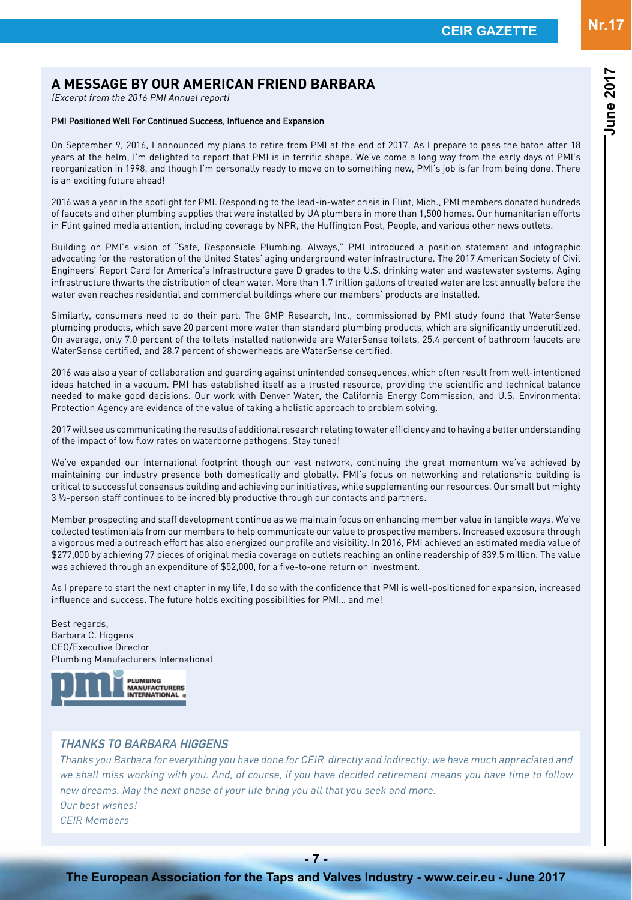## A MESSAGE BY OUR AMERICAN FRIEND BARBARA

*(Excerpt from the 2016 PMI Annual report)*

**PMI Positioned Well For Continued Success, Influence and Expansion**

On September 9, 2016, I announced my plans to retire from PMI at the end of 2017. As I prepare to pass the baton after 18 years at the helm, I'm delighted to report that PMI is in terrific shape. We've come a long way from the early days of PMI's reorganization in 1998, and though I'm personally ready to move on to something new, PMI's job is far from being done. There is an exciting future ahead!

2016 was a year in the spotlight for PMI. Responding to the lead-in-water crisis in Flint, Mich., PMI members donated hundreds of faucets and other plumbing supplies that were installed by UA plumbers in more than 1,500 homes. Our humanitarian efforts in Flint gained media attention, including coverage by NPR, the Huffington Post, People, and various other news outlets.

Building on PMI's vision of "Safe, Responsible Plumbing. Always," PMI introduced a position statement and infographic advocating for the restoration of the United States' aging underground water infrastructure. The 2017 American Society of Civil Engineers' Report Card for America's Infrastructure gave D grades to the U.S. drinking water and wastewater systems. Aging infrastructure thwarts the distribution of clean water. More than 1.7 trillion gallons of treated water are lost annually before the water even reaches residential and commercial buildings where our members' products are installed.

Similarly, consumers need to do their part. The GMP Research, Inc., commissioned by PMI study found that WaterSense plumbing products, which save 20 percent more water than standard plumbing products, which are significantly underutilized. On average, only 7.0 percent of the toilets installed nationwide are WaterSense toilets, 25.4 percent of bathroom faucets are WaterSense certified, and 28.7 percent of showerheads are WaterSense certified.

2016 was also a year of collaboration and guarding against unintended consequences, which often result from well-intentioned ideas hatched in a vacuum. PMI has established itself as a trusted resource, providing the scientific and technical balance needed to make good decisions. Our work with Denver Water, the California Energy Commission, and U.S. Environmental Protection Agency are evidence of the value of taking a holistic approach to problem solving.

2017 will see us communicating the results of additional research relating to water efficiency and to having a better understanding of the impact of low flow rates on waterborne pathogens. Stay tuned!

We've expanded our international footprint though our vast network, continuing the great momentum we've achieved by maintaining our industry presence both domestically and globally. PMI's focus on networking and relationship building is critical to successful consensus building and achieving our initiatives, while supplementing our resources. Our small but mighty 3 ½-person staff continues to be incredibly productive through our contacts and partners.

Member prospecting and staff development continue as we maintain focus on enhancing member value in tangible ways. We've collected testimonials from our members to help communicate our value to prospective members. Increased exposure through a vigorous media outreach effort has also energized our profile and visibility. In 2016, PMI achieved an estimated media value of $277,000 by achieving 77 pieces of original media coverage on outlets reaching an online readership of 839.5 million. The value was achieved through an expenditure of $52,000, for a five-to-one return on investment.

As I prepare to start the next chapter in my life, I do so with the confidence that PMI is well-positioned for expansion, increased influence and success. The future holds exciting possibilities for PMI... and me!

Best regards,
Barbara C. Higgens
CEO/Executive Director
Plumbing Manufacturers International

### *THANKS TO BARBARA HIGGENS*

*Thanks you Barbara for everything you have done for CEIR directly and indirectly: we have much appreciated and we shall miss working with you. And, of course, if you have decided retirement means you have time to follow new dreams. May the next phase of your life bring you all that you seek and more.*

*Our best wishes!*

*CEIR Members*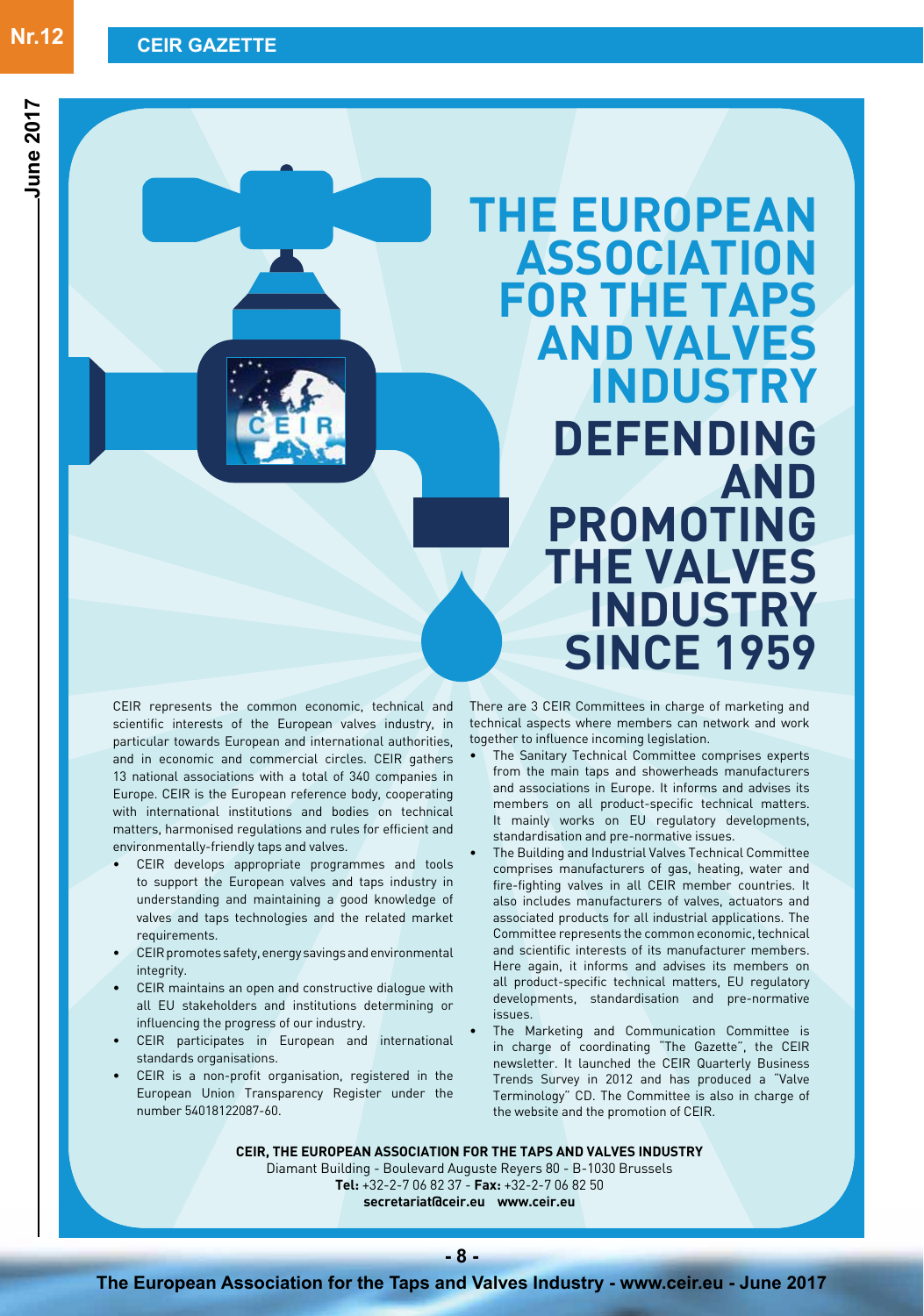# THE EUROPEAN ASSOCIATION FOR THE TAPS AND VALVES INDUSTRY

## DEFENDING AND PROMOTING THE VALVES INDUSTRY SINCE 1959

CEIR represents the common economic, technical and scientific interests of the European valves industry, in particular towards European and international authorities, and in economic and commercial circles. CEIR gathers 13 national associations with a total of 340 companies in Europe. CEIR is the European reference body, cooperating with international institutions and bodies on technical matters, harmonised regulations and rules for efficient and environmentally-friendly taps and valves.

- CEIR develops appropriate programmes and tools to support the European valves and taps industry in understanding and maintaining a good knowledge of valves and taps technologies and the related market requirements.
- CEIR promotes safety, energy savings and environmental integrity.
- CEIR maintains an open and constructive dialogue with all EU stakeholders and institutions determining or influencing the progress of our industry.
- CEIR participates in European and international standards organisations.
- CEIR is a non-profit organisation, registered in the European Union Transparency Register under the number 54018122087-60.

There are 3 CEIR Committees in charge of marketing and technical aspects where members can network and work together to influence incoming legislation.

- The Sanitary Technical Committee comprises experts from the main taps and showerheads manufacturers and associations in Europe. It informs and advises its members on all product-specific technical matters. It mainly works on EU regulatory developments, standardisation and pre-normative issues.
- The Building and Industrial Valves Technical Committee comprises manufacturers of gas, heating, water and fire-fighting valves in all CEIR member countries. It also includes manufacturers of valves, actuators and associated products for all industrial applications. The Committee represents the common economic, technical and scientific interests of its manufacturer members. Here again, it informs and advises its members on all product-specific technical matters, EU regulatory developments, standardisation and pre-normative issues.
- The Marketing and Communication Committee is in charge of coordinating "The Gazette", the CEIR newsletter. It launched the CEIR Quarterly Business Trends Survey in 2012 and has produced a "Valve Terminology" CD. The Committee is also in charge of the website and the promotion of CEIR.

**CEIR, THE EUROPEAN ASSOCIATION FOR THE TAPS AND VALVES INDUSTRY**
Diamant Building - Boulevard Auguste Reyers 80 - B-1030 Brussels
**Tel:** +32-2-7 06 82 37 - **Fax:** +32-2-7 06 82 50
**secretariat@ceir.eu www.ceir.eu**